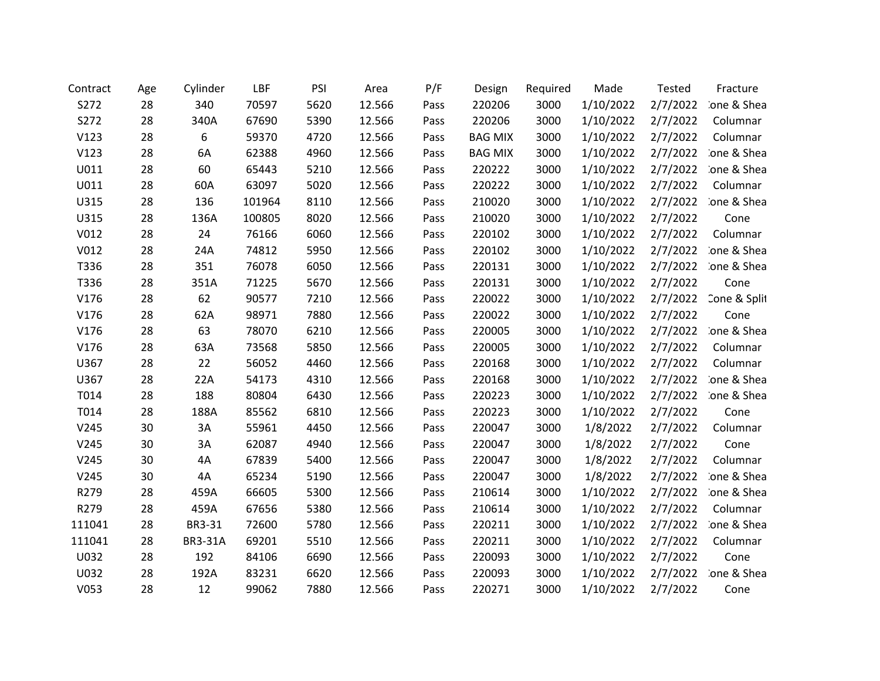| Contract | Age | Cylinder | LBF | PSI | Area | P/F | Design | Required | Made | Tested | Fracture |
|---|---|---|---|---|---|---|---|---|---|---|---|
| S272 | 28 | 340 | 70597 | 5620 | 12.566 | Pass | 220206 | 3000 | 1/10/2022 | 2/7/2022 | :one & Shea |
| S272 | 28 | 340A | 67690 | 5390 | 12.566 | Pass | 220206 | 3000 | 1/10/2022 | 2/7/2022 | Columnar |
| V123 | 28 | 6 | 59370 | 4720 | 12.566 | Pass | BAG MIX | 3000 | 1/10/2022 | 2/7/2022 | Columnar |
| V123 | 28 | 6A | 62388 | 4960 | 12.566 | Pass | BAG MIX | 3000 | 1/10/2022 | 2/7/2022 | :one & Shea |
| U011 | 28 | 60 | 65443 | 5210 | 12.566 | Pass | 220222 | 3000 | 1/10/2022 | 2/7/2022 | :one & Shea |
| U011 | 28 | 60A | 63097 | 5020 | 12.566 | Pass | 220222 | 3000 | 1/10/2022 | 2/7/2022 | Columnar |
| U315 | 28 | 136 | 101964 | 8110 | 12.566 | Pass | 210020 | 3000 | 1/10/2022 | 2/7/2022 | :one & Shea |
| U315 | 28 | 136A | 100805 | 8020 | 12.566 | Pass | 210020 | 3000 | 1/10/2022 | 2/7/2022 | Cone |
| V012 | 28 | 24 | 76166 | 6060 | 12.566 | Pass | 220102 | 3000 | 1/10/2022 | 2/7/2022 | Columnar |
| V012 | 28 | 24A | 74812 | 5950 | 12.566 | Pass | 220102 | 3000 | 1/10/2022 | 2/7/2022 | :one & Shea |
| T336 | 28 | 351 | 76078 | 6050 | 12.566 | Pass | 220131 | 3000 | 1/10/2022 | 2/7/2022 | :one & Shea |
| T336 | 28 | 351A | 71225 | 5670 | 12.566 | Pass | 220131 | 3000 | 1/10/2022 | 2/7/2022 | Cone |
| V176 | 28 | 62 | 90577 | 7210 | 12.566 | Pass | 220022 | 3000 | 1/10/2022 | 2/7/2022 | Cone & Split |
| V176 | 28 | 62A | 98971 | 7880 | 12.566 | Pass | 220022 | 3000 | 1/10/2022 | 2/7/2022 | Cone |
| V176 | 28 | 63 | 78070 | 6210 | 12.566 | Pass | 220005 | 3000 | 1/10/2022 | 2/7/2022 | :one & Shea |
| V176 | 28 | 63A | 73568 | 5850 | 12.566 | Pass | 220005 | 3000 | 1/10/2022 | 2/7/2022 | Columnar |
| U367 | 28 | 22 | 56052 | 4460 | 12.566 | Pass | 220168 | 3000 | 1/10/2022 | 2/7/2022 | Columnar |
| U367 | 28 | 22A | 54173 | 4310 | 12.566 | Pass | 220168 | 3000 | 1/10/2022 | 2/7/2022 | :one & Shea |
| T014 | 28 | 188 | 80804 | 6430 | 12.566 | Pass | 220223 | 3000 | 1/10/2022 | 2/7/2022 | :one & Shea |
| T014 | 28 | 188A | 85562 | 6810 | 12.566 | Pass | 220223 | 3000 | 1/10/2022 | 2/7/2022 | Cone |
| V245 | 30 | 3A | 55961 | 4450 | 12.566 | Pass | 220047 | 3000 | 1/8/2022 | 2/7/2022 | Columnar |
| V245 | 30 | 3A | 62087 | 4940 | 12.566 | Pass | 220047 | 3000 | 1/8/2022 | 2/7/2022 | Cone |
| V245 | 30 | 4A | 67839 | 5400 | 12.566 | Pass | 220047 | 3000 | 1/8/2022 | 2/7/2022 | Columnar |
| V245 | 30 | 4A | 65234 | 5190 | 12.566 | Pass | 220047 | 3000 | 1/8/2022 | 2/7/2022 | :one & Shea |
| R279 | 28 | 459A | 66605 | 5300 | 12.566 | Pass | 210614 | 3000 | 1/10/2022 | 2/7/2022 | :one & Shea |
| R279 | 28 | 459A | 67656 | 5380 | 12.566 | Pass | 210614 | 3000 | 1/10/2022 | 2/7/2022 | Columnar |
| 111041 | 28 | BR3-31 | 72600 | 5780 | 12.566 | Pass | 220211 | 3000 | 1/10/2022 | 2/7/2022 | :one & Shea |
| 111041 | 28 | BR3-31A | 69201 | 5510 | 12.566 | Pass | 220211 | 3000 | 1/10/2022 | 2/7/2022 | Columnar |
| U032 | 28 | 192 | 84106 | 6690 | 12.566 | Pass | 220093 | 3000 | 1/10/2022 | 2/7/2022 | Cone |
| U032 | 28 | 192A | 83231 | 6620 | 12.566 | Pass | 220093 | 3000 | 1/10/2022 | 2/7/2022 | :one & Shea |
| V053 | 28 | 12 | 99062 | 7880 | 12.566 | Pass | 220271 | 3000 | 1/10/2022 | 2/7/2022 | Cone |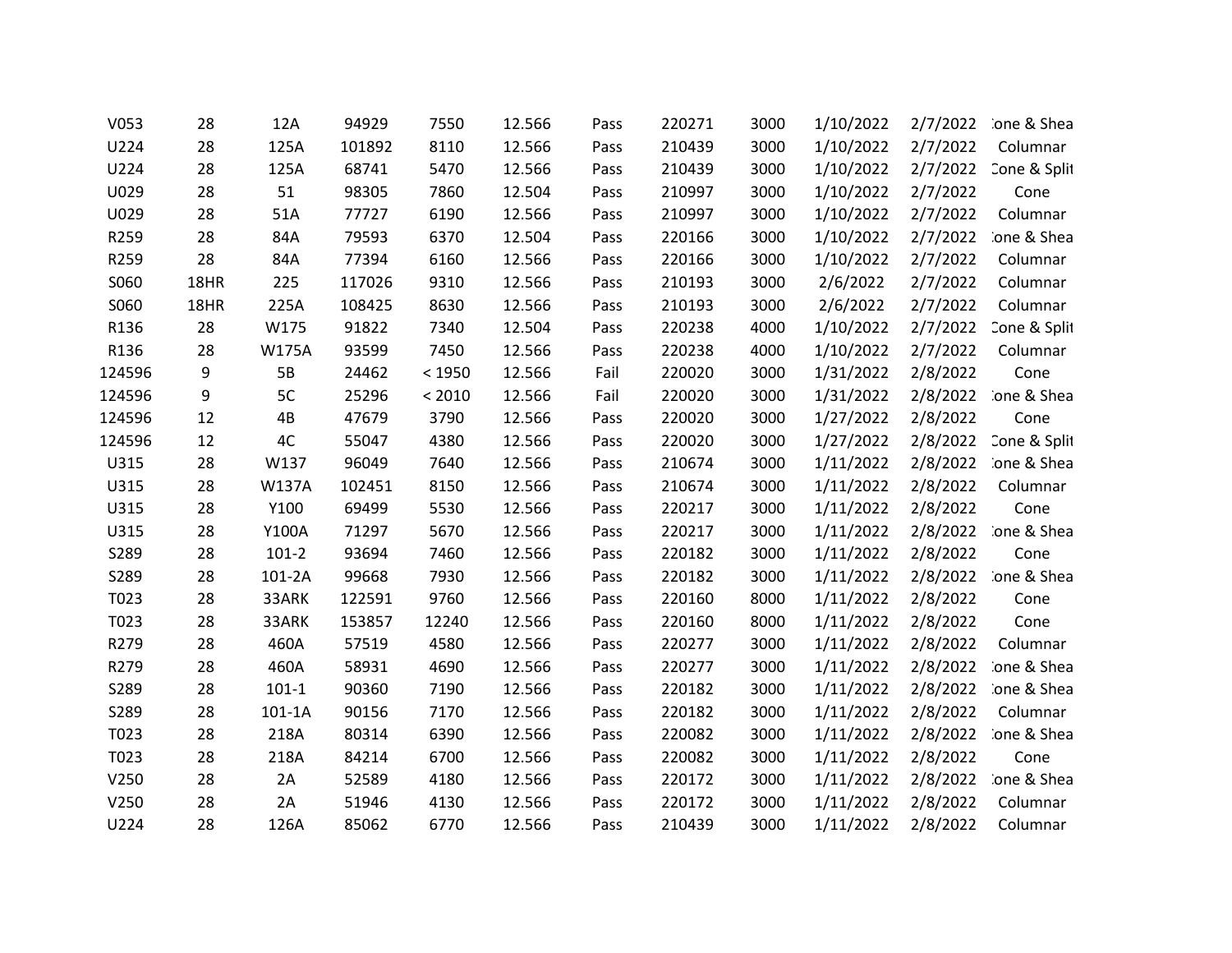| V053 | 28 | 12A | 94929 | 7550 | 12.566 | Pass | 220271 | 3000 | 1/10/2022 | 2/7/2022 | :one & Shea |
|---|---|---|---|---|---|---|---|---|---|---|---|
| U224 | 28 | 125A | 101892 | 8110 | 12.566 | Pass | 210439 | 3000 | 1/10/2022 | 2/7/2022 | Columnar |
| U224 | 28 | 125A | 68741 | 5470 | 12.566 | Pass | 210439 | 3000 | 1/10/2022 | 2/7/2022 | Cone & Split |
| U029 | 28 | 51 | 98305 | 7860 | 12.504 | Pass | 210997 | 3000 | 1/10/2022 | 2/7/2022 | Cone |
| U029 | 28 | 51A | 77727 | 6190 | 12.566 | Pass | 210997 | 3000 | 1/10/2022 | 2/7/2022 | Columnar |
| R259 | 28 | 84A | 79593 | 6370 | 12.504 | Pass | 220166 | 3000 | 1/10/2022 | 2/7/2022 | :one & Shea |
| R259 | 28 | 84A | 77394 | 6160 | 12.566 | Pass | 220166 | 3000 | 1/10/2022 | 2/7/2022 | Columnar |
| S060 | 18HR | 225 | 117026 | 9310 | 12.566 | Pass | 210193 | 3000 | 2/6/2022 | 2/7/2022 | Columnar |
| S060 | 18HR | 225A | 108425 | 8630 | 12.566 | Pass | 210193 | 3000 | 2/6/2022 | 2/7/2022 | Columnar |
| R136 | 28 | W175 | 91822 | 7340 | 12.504 | Pass | 220238 | 4000 | 1/10/2022 | 2/7/2022 | Cone & Split |
| R136 | 28 | W175A | 93599 | 7450 | 12.566 | Pass | 220238 | 4000 | 1/10/2022 | 2/7/2022 | Columnar |
| 124596 | 9 | 5B | 24462 | < 1950 | 12.566 | Fail | 220020 | 3000 | 1/31/2022 | 2/8/2022 | Cone |
| 124596 | 9 | 5C | 25296 | < 2010 | 12.566 | Fail | 220020 | 3000 | 1/31/2022 | 2/8/2022 | :one & Shea |
| 124596 | 12 | 4B | 47679 | 3790 | 12.566 | Pass | 220020 | 3000 | 1/27/2022 | 2/8/2022 | Cone |
| 124596 | 12 | 4C | 55047 | 4380 | 12.566 | Pass | 220020 | 3000 | 1/27/2022 | 2/8/2022 | Cone & Split |
| U315 | 28 | W137 | 96049 | 7640 | 12.566 | Pass | 210674 | 3000 | 1/11/2022 | 2/8/2022 | :one & Shea |
| U315 | 28 | W137A | 102451 | 8150 | 12.566 | Pass | 210674 | 3000 | 1/11/2022 | 2/8/2022 | Columnar |
| U315 | 28 | Y100 | 69499 | 5530 | 12.566 | Pass | 220217 | 3000 | 1/11/2022 | 2/8/2022 | Cone |
| U315 | 28 | Y100A | 71297 | 5670 | 12.566 | Pass | 220217 | 3000 | 1/11/2022 | 2/8/2022 | :one & Shea |
| S289 | 28 | 101-2 | 93694 | 7460 | 12.566 | Pass | 220182 | 3000 | 1/11/2022 | 2/8/2022 | Cone |
| S289 | 28 | 101-2A | 99668 | 7930 | 12.566 | Pass | 220182 | 3000 | 1/11/2022 | 2/8/2022 | :one & Shea |
| T023 | 28 | 33ARK | 122591 | 9760 | 12.566 | Pass | 220160 | 8000 | 1/11/2022 | 2/8/2022 | Cone |
| T023 | 28 | 33ARK | 153857 | 12240 | 12.566 | Pass | 220160 | 8000 | 1/11/2022 | 2/8/2022 | Cone |
| R279 | 28 | 460A | 57519 | 4580 | 12.566 | Pass | 220277 | 3000 | 1/11/2022 | 2/8/2022 | Columnar |
| R279 | 28 | 460A | 58931 | 4690 | 12.566 | Pass | 220277 | 3000 | 1/11/2022 | 2/8/2022 | :one & Shea |
| S289 | 28 | 101-1 | 90360 | 7190 | 12.566 | Pass | 220182 | 3000 | 1/11/2022 | 2/8/2022 | :one & Shea |
| S289 | 28 | 101-1A | 90156 | 7170 | 12.566 | Pass | 220182 | 3000 | 1/11/2022 | 2/8/2022 | Columnar |
| T023 | 28 | 218A | 80314 | 6390 | 12.566 | Pass | 220082 | 3000 | 1/11/2022 | 2/8/2022 | :one & Shea |
| T023 | 28 | 218A | 84214 | 6700 | 12.566 | Pass | 220082 | 3000 | 1/11/2022 | 2/8/2022 | Cone |
| V250 | 28 | 2A | 52589 | 4180 | 12.566 | Pass | 220172 | 3000 | 1/11/2022 | 2/8/2022 | :one & Shea |
| V250 | 28 | 2A | 51946 | 4130 | 12.566 | Pass | 220172 | 3000 | 1/11/2022 | 2/8/2022 | Columnar |
| U224 | 28 | 126A | 85062 | 6770 | 12.566 | Pass | 210439 | 3000 | 1/11/2022 | 2/8/2022 | Columnar |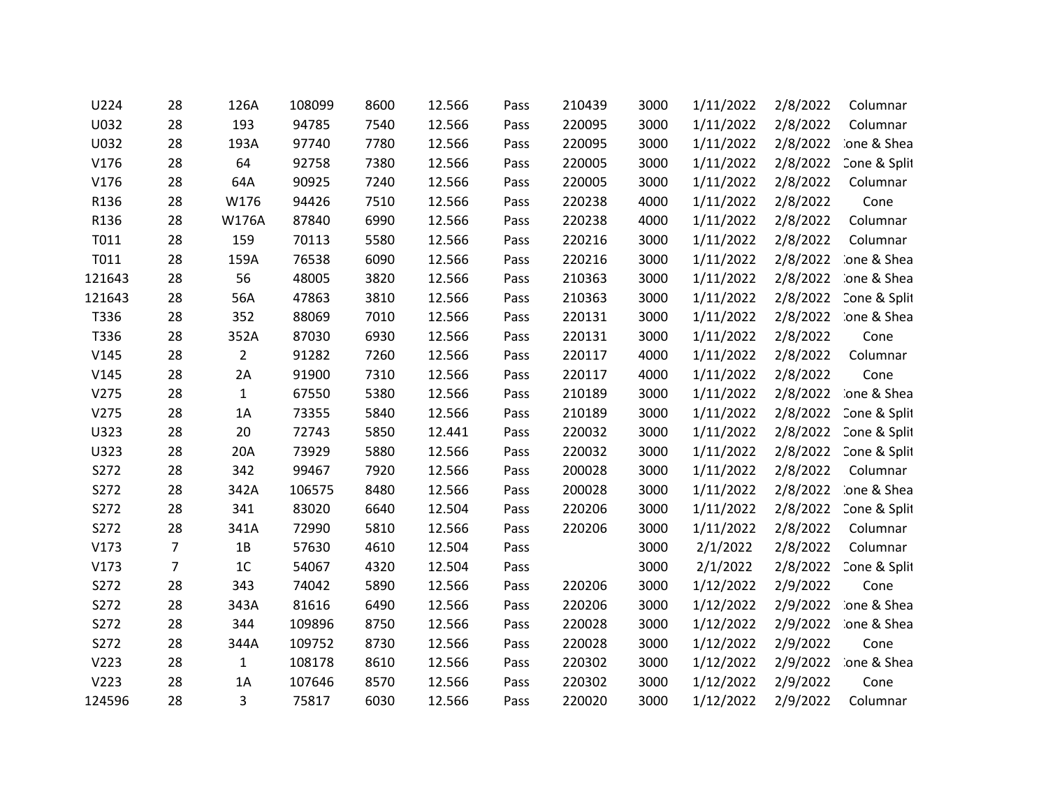| | | | | | | | | | | | |
|---|---|---|---|---|---|---|---|---|---|---|---|
| U224 | 28 | 126A | 108099 | 8600 | 12.566 | Pass | 210439 | 3000 | 1/11/2022 | 2/8/2022 | Columnar |
| U032 | 28 | 193 | 94785 | 7540 | 12.566 | Pass | 220095 | 3000 | 1/11/2022 | 2/8/2022 | Columnar |
| U032 | 28 | 193A | 97740 | 7780 | 12.566 | Pass | 220095 | 3000 | 1/11/2022 | 2/8/2022 | :one & Shea |
| V176 | 28 | 64 | 92758 | 7380 | 12.566 | Pass | 220005 | 3000 | 1/11/2022 | 2/8/2022 | Cone & Split |
| V176 | 28 | 64A | 90925 | 7240 | 12.566 | Pass | 220005 | 3000 | 1/11/2022 | 2/8/2022 | Columnar |
| R136 | 28 | W176 | 94426 | 7510 | 12.566 | Pass | 220238 | 4000 | 1/11/2022 | 2/8/2022 | Cone |
| R136 | 28 | W176A | 87840 | 6990 | 12.566 | Pass | 220238 | 4000 | 1/11/2022 | 2/8/2022 | Columnar |
| T011 | 28 | 159 | 70113 | 5580 | 12.566 | Pass | 220216 | 3000 | 1/11/2022 | 2/8/2022 | Columnar |
| T011 | 28 | 159A | 76538 | 6090 | 12.566 | Pass | 220216 | 3000 | 1/11/2022 | 2/8/2022 | :one & Shea |
| 121643 | 28 | 56 | 48005 | 3820 | 12.566 | Pass | 210363 | 3000 | 1/11/2022 | 2/8/2022 | :one & Shea |
| 121643 | 28 | 56A | 47863 | 3810 | 12.566 | Pass | 210363 | 3000 | 1/11/2022 | 2/8/2022 | Cone & Split |
| T336 | 28 | 352 | 88069 | 7010 | 12.566 | Pass | 220131 | 3000 | 1/11/2022 | 2/8/2022 | :one & Shea |
| T336 | 28 | 352A | 87030 | 6930 | 12.566 | Pass | 220131 | 3000 | 1/11/2022 | 2/8/2022 | Cone |
| V145 | 28 | 2 | 91282 | 7260 | 12.566 | Pass | 220117 | 4000 | 1/11/2022 | 2/8/2022 | Columnar |
| V145 | 28 | 2A | 91900 | 7310 | 12.566 | Pass | 220117 | 4000 | 1/11/2022 | 2/8/2022 | Cone |
| V275 | 28 | 1 | 67550 | 5380 | 12.566 | Pass | 210189 | 3000 | 1/11/2022 | 2/8/2022 | :one & Shea |
| V275 | 28 | 1A | 73355 | 5840 | 12.566 | Pass | 210189 | 3000 | 1/11/2022 | 2/8/2022 | Cone & Split |
| U323 | 28 | 20 | 72743 | 5850 | 12.441 | Pass | 220032 | 3000 | 1/11/2022 | 2/8/2022 | Cone & Split |
| U323 | 28 | 20A | 73929 | 5880 | 12.566 | Pass | 220032 | 3000 | 1/11/2022 | 2/8/2022 | Cone & Split |
| S272 | 28 | 342 | 99467 | 7920 | 12.566 | Pass | 200028 | 3000 | 1/11/2022 | 2/8/2022 | Columnar |
| S272 | 28 | 342A | 106575 | 8480 | 12.566 | Pass | 200028 | 3000 | 1/11/2022 | 2/8/2022 | :one & Shea |
| S272 | 28 | 341 | 83020 | 6640 | 12.504 | Pass | 220206 | 3000 | 1/11/2022 | 2/8/2022 | Cone & Split |
| S272 | 28 | 341A | 72990 | 5810 | 12.566 | Pass | 220206 | 3000 | 1/11/2022 | 2/8/2022 | Columnar |
| V173 | 7 | 1B | 57630 | 4610 | 12.504 | Pass | | 3000 | 2/1/2022 | 2/8/2022 | Columnar |
| V173 | 7 | 1C | 54067 | 4320 | 12.504 | Pass | | 3000 | 2/1/2022 | 2/8/2022 | Cone & Split |
| S272 | 28 | 343 | 74042 | 5890 | 12.566 | Pass | 220206 | 3000 | 1/12/2022 | 2/9/2022 | Cone |
| S272 | 28 | 343A | 81616 | 6490 | 12.566 | Pass | 220206 | 3000 | 1/12/2022 | 2/9/2022 | :one & Shea |
| S272 | 28 | 344 | 109896 | 8750 | 12.566 | Pass | 220028 | 3000 | 1/12/2022 | 2/9/2022 | :one & Shea |
| S272 | 28 | 344A | 109752 | 8730 | 12.566 | Pass | 220028 | 3000 | 1/12/2022 | 2/9/2022 | Cone |
| V223 | 28 | 1 | 108178 | 8610 | 12.566 | Pass | 220302 | 3000 | 1/12/2022 | 2/9/2022 | :one & Shea |
| V223 | 28 | 1A | 107646 | 8570 | 12.566 | Pass | 220302 | 3000 | 1/12/2022 | 2/9/2022 | Cone |
| 124596 | 28 | 3 | 75817 | 6030 | 12.566 | Pass | 220020 | 3000 | 1/12/2022 | 2/9/2022 | Columnar |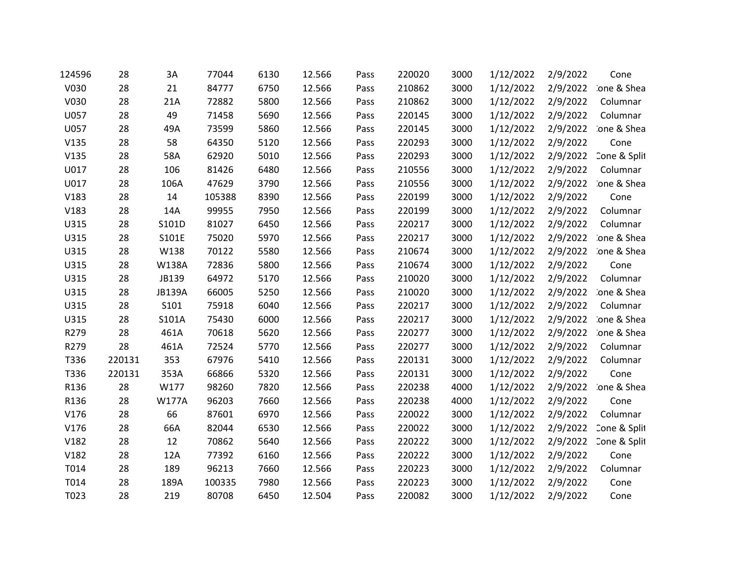| 124596 | 28 | 3A | 77044 | 6130 | 12.566 | Pass | 220020 | 3000 | 1/12/2022 | 2/9/2022 | Cone |
|---|---|---|---|---|---|---|---|---|---|---|---|
| V030 | 28 | 21 | 84777 | 6750 | 12.566 | Pass | 210862 | 3000 | 1/12/2022 | 2/9/2022 | :one & Shea |
| V030 | 28 | 21A | 72882 | 5800 | 12.566 | Pass | 210862 | 3000 | 1/12/2022 | 2/9/2022 | Columnar |
| U057 | 28 | 49 | 71458 | 5690 | 12.566 | Pass | 220145 | 3000 | 1/12/2022 | 2/9/2022 | Columnar |
| U057 | 28 | 49A | 73599 | 5860 | 12.566 | Pass | 220145 | 3000 | 1/12/2022 | 2/9/2022 | :one & Shea |
| V135 | 28 | 58 | 64350 | 5120 | 12.566 | Pass | 220293 | 3000 | 1/12/2022 | 2/9/2022 | Cone |
| V135 | 28 | 58A | 62920 | 5010 | 12.566 | Pass | 220293 | 3000 | 1/12/2022 | 2/9/2022 | Cone & Split |
| U017 | 28 | 106 | 81426 | 6480 | 12.566 | Pass | 210556 | 3000 | 1/12/2022 | 2/9/2022 | Columnar |
| U017 | 28 | 106A | 47629 | 3790 | 12.566 | Pass | 210556 | 3000 | 1/12/2022 | 2/9/2022 | :one & Shea |
| V183 | 28 | 14 | 105388 | 8390 | 12.566 | Pass | 220199 | 3000 | 1/12/2022 | 2/9/2022 | Cone |
| V183 | 28 | 14A | 99955 | 7950 | 12.566 | Pass | 220199 | 3000 | 1/12/2022 | 2/9/2022 | Columnar |
| U315 | 28 | S101D | 81027 | 6450 | 12.566 | Pass | 220217 | 3000 | 1/12/2022 | 2/9/2022 | Columnar |
| U315 | 28 | S101E | 75020 | 5970 | 12.566 | Pass | 220217 | 3000 | 1/12/2022 | 2/9/2022 | :one & Shea |
| U315 | 28 | W138 | 70122 | 5580 | 12.566 | Pass | 210674 | 3000 | 1/12/2022 | 2/9/2022 | :one & Shea |
| U315 | 28 | W138A | 72836 | 5800 | 12.566 | Pass | 210674 | 3000 | 1/12/2022 | 2/9/2022 | Cone |
| U315 | 28 | JB139 | 64972 | 5170 | 12.566 | Pass | 210020 | 3000 | 1/12/2022 | 2/9/2022 | Columnar |
| U315 | 28 | JB139A | 66005 | 5250 | 12.566 | Pass | 210020 | 3000 | 1/12/2022 | 2/9/2022 | :one & Shea |
| U315 | 28 | S101 | 75918 | 6040 | 12.566 | Pass | 220217 | 3000 | 1/12/2022 | 2/9/2022 | Columnar |
| U315 | 28 | S101A | 75430 | 6000 | 12.566 | Pass | 220217 | 3000 | 1/12/2022 | 2/9/2022 | :one & Shea |
| R279 | 28 | 461A | 70618 | 5620 | 12.566 | Pass | 220277 | 3000 | 1/12/2022 | 2/9/2022 | :one & Shea |
| R279 | 28 | 461A | 72524 | 5770 | 12.566 | Pass | 220277 | 3000 | 1/12/2022 | 2/9/2022 | Columnar |
| T336 | 220131 | 353 | 67976 | 5410 | 12.566 | Pass | 220131 | 3000 | 1/12/2022 | 2/9/2022 | Columnar |
| T336 | 220131 | 353A | 66866 | 5320 | 12.566 | Pass | 220131 | 3000 | 1/12/2022 | 2/9/2022 | Cone |
| R136 | 28 | W177 | 98260 | 7820 | 12.566 | Pass | 220238 | 4000 | 1/12/2022 | 2/9/2022 | :one & Shea |
| R136 | 28 | W177A | 96203 | 7660 | 12.566 | Pass | 220238 | 4000 | 1/12/2022 | 2/9/2022 | Cone |
| V176 | 28 | 66 | 87601 | 6970 | 12.566 | Pass | 220022 | 3000 | 1/12/2022 | 2/9/2022 | Columnar |
| V176 | 28 | 66A | 82044 | 6530 | 12.566 | Pass | 220022 | 3000 | 1/12/2022 | 2/9/2022 | Cone & Split |
| V182 | 28 | 12 | 70862 | 5640 | 12.566 | Pass | 220222 | 3000 | 1/12/2022 | 2/9/2022 | Cone & Split |
| V182 | 28 | 12A | 77392 | 6160 | 12.566 | Pass | 220222 | 3000 | 1/12/2022 | 2/9/2022 | Cone |
| T014 | 28 | 189 | 96213 | 7660 | 12.566 | Pass | 220223 | 3000 | 1/12/2022 | 2/9/2022 | Columnar |
| T014 | 28 | 189A | 100335 | 7980 | 12.566 | Pass | 220223 | 3000 | 1/12/2022 | 2/9/2022 | Cone |
| T023 | 28 | 219 | 80708 | 6450 | 12.504 | Pass | 220082 | 3000 | 1/12/2022 | 2/9/2022 | Cone |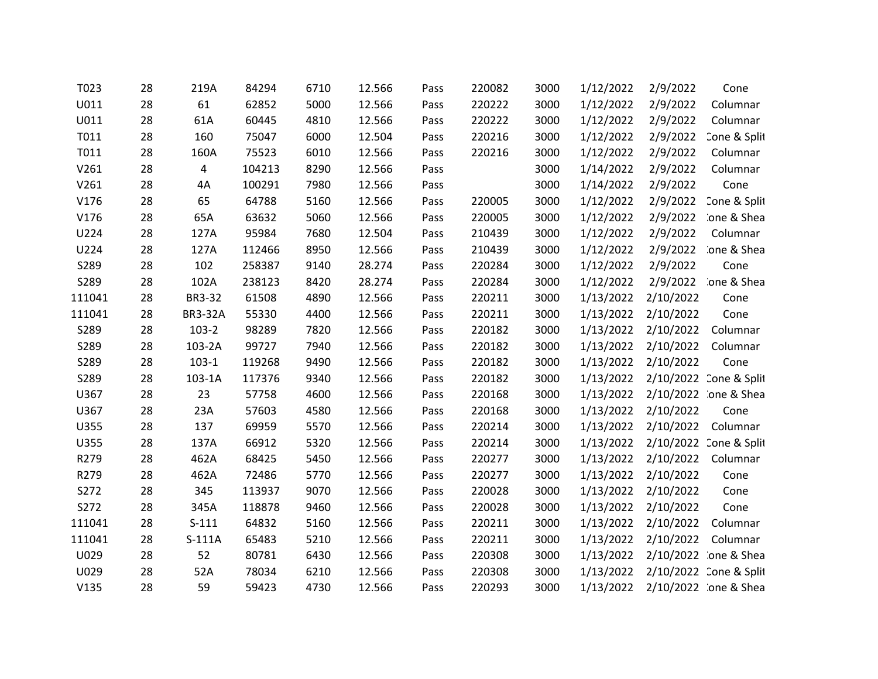| | | | | | | | | | | | |
|---|---|---|---|---|---|---|---|---|---|---|---|
| T023 | 28 | 219A | 84294 | 6710 | 12.566 | Pass | 220082 | 3000 | 1/12/2022 | 2/9/2022 | Cone |
| U011 | 28 | 61 | 62852 | 5000 | 12.566 | Pass | 220222 | 3000 | 1/12/2022 | 2/9/2022 | Columnar |
| U011 | 28 | 61A | 60445 | 4810 | 12.566 | Pass | 220222 | 3000 | 1/12/2022 | 2/9/2022 | Columnar |
| T011 | 28 | 160 | 75047 | 6000 | 12.504 | Pass | 220216 | 3000 | 1/12/2022 | 2/9/2022 | Cone & Split |
| T011 | 28 | 160A | 75523 | 6010 | 12.566 | Pass | 220216 | 3000 | 1/12/2022 | 2/9/2022 | Columnar |
| V261 | 28 | 4 | 104213 | 8290 | 12.566 | Pass | | 3000 | 1/14/2022 | 2/9/2022 | Columnar |
| V261 | 28 | 4A | 100291 | 7980 | 12.566 | Pass | | 3000 | 1/14/2022 | 2/9/2022 | Cone |
| V176 | 28 | 65 | 64788 | 5160 | 12.566 | Pass | 220005 | 3000 | 1/12/2022 | 2/9/2022 | Cone & Split |
| V176 | 28 | 65A | 63632 | 5060 | 12.566 | Pass | 220005 | 3000 | 1/12/2022 | 2/9/2022 | Cone & Shear |
| U224 | 28 | 127A | 95984 | 7680 | 12.504 | Pass | 210439 | 3000 | 1/12/2022 | 2/9/2022 | Columnar |
| U224 | 28 | 127A | 112466 | 8950 | 12.566 | Pass | 210439 | 3000 | 1/12/2022 | 2/9/2022 | Cone & Shear |
| S289 | 28 | 102 | 258387 | 9140 | 28.274 | Pass | 220284 | 3000 | 1/12/2022 | 2/9/2022 | Cone |
| S289 | 28 | 102A | 238123 | 8420 | 28.274 | Pass | 220284 | 3000 | 1/12/2022 | 2/9/2022 | Cone & Shear |
| 111041 | 28 | BR3-32 | 61508 | 4890 | 12.566 | Pass | 220211 | 3000 | 1/13/2022 | 2/10/2022 | Cone |
| 111041 | 28 | BR3-32A | 55330 | 4400 | 12.566 | Pass | 220211 | 3000 | 1/13/2022 | 2/10/2022 | Cone |
| S289 | 28 | 103-2 | 98289 | 7820 | 12.566 | Pass | 220182 | 3000 | 1/13/2022 | 2/10/2022 | Columnar |
| S289 | 28 | 103-2A | 99727 | 7940 | 12.566 | Pass | 220182 | 3000 | 1/13/2022 | 2/10/2022 | Columnar |
| S289 | 28 | 103-1 | 119268 | 9490 | 12.566 | Pass | 220182 | 3000 | 1/13/2022 | 2/10/2022 | Cone |
| S289 | 28 | 103-1A | 117376 | 9340 | 12.566 | Pass | 220182 | 3000 | 1/13/2022 | 2/10/2022 | Cone & Split |
| U367 | 28 | 23 | 57758 | 4600 | 12.566 | Pass | 220168 | 3000 | 1/13/2022 | 2/10/2022 | Cone & Shear |
| U367 | 28 | 23A | 57603 | 4580 | 12.566 | Pass | 220168 | 3000 | 1/13/2022 | 2/10/2022 | Cone |
| U355 | 28 | 137 | 69959 | 5570 | 12.566 | Pass | 220214 | 3000 | 1/13/2022 | 2/10/2022 | Columnar |
| U355 | 28 | 137A | 66912 | 5320 | 12.566 | Pass | 220214 | 3000 | 1/13/2022 | 2/10/2022 | Cone & Split |
| R279 | 28 | 462A | 68425 | 5450 | 12.566 | Pass | 220277 | 3000 | 1/13/2022 | 2/10/2022 | Columnar |
| R279 | 28 | 462A | 72486 | 5770 | 12.566 | Pass | 220277 | 3000 | 1/13/2022 | 2/10/2022 | Cone |
| S272 | 28 | 345 | 113937 | 9070 | 12.566 | Pass | 220028 | 3000 | 1/13/2022 | 2/10/2022 | Cone |
| S272 | 28 | 345A | 118878 | 9460 | 12.566 | Pass | 220028 | 3000 | 1/13/2022 | 2/10/2022 | Cone |
| 111041 | 28 | S-111 | 64832 | 5160 | 12.566 | Pass | 220211 | 3000 | 1/13/2022 | 2/10/2022 | Columnar |
| 111041 | 28 | S-111A | 65483 | 5210 | 12.566 | Pass | 220211 | 3000 | 1/13/2022 | 2/10/2022 | Columnar |
| U029 | 28 | 52 | 80781 | 6430 | 12.566 | Pass | 220308 | 3000 | 1/13/2022 | 2/10/2022 | Cone & Shear |
| U029 | 28 | 52A | 78034 | 6210 | 12.566 | Pass | 220308 | 3000 | 1/13/2022 | 2/10/2022 | Cone & Split |
| V135 | 28 | 59 | 59423 | 4730 | 12.566 | Pass | 220293 | 3000 | 1/13/2022 | 2/10/2022 | Cone & Shear |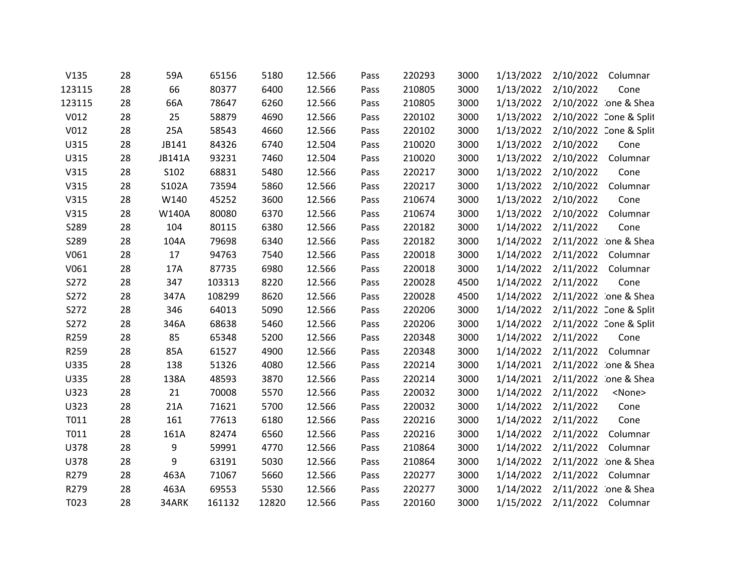| | | | | | | | | | | | |
|---|---|---|---|---|---|---|---|---|---|---|---|
| V135 | 28 | 59A | 65156 | 5180 | 12.566 | Pass | 220293 | 3000 | 1/13/2022 | 2/10/2022 | Columnar |
| 123115 | 28 | 66 | 80377 | 6400 | 12.566 | Pass | 210805 | 3000 | 1/13/2022 | 2/10/2022 | Cone |
| 123115 | 28 | 66A | 78647 | 6260 | 12.566 | Pass | 210805 | 3000 | 1/13/2022 | 2/10/2022 | :one & Shea |
| V012 | 28 | 25 | 58879 | 4690 | 12.566 | Pass | 220102 | 3000 | 1/13/2022 | 2/10/2022 | Cone & Split |
| V012 | 28 | 25A | 58543 | 4660 | 12.566 | Pass | 220102 | 3000 | 1/13/2022 | 2/10/2022 | Cone & Split |
| U315 | 28 | JB141 | 84326 | 6740 | 12.504 | Pass | 210020 | 3000 | 1/13/2022 | 2/10/2022 | Cone |
| U315 | 28 | JB141A | 93231 | 7460 | 12.504 | Pass | 210020 | 3000 | 1/13/2022 | 2/10/2022 | Columnar |
| V315 | 28 | S102 | 68831 | 5480 | 12.566 | Pass | 220217 | 3000 | 1/13/2022 | 2/10/2022 | Cone |
| V315 | 28 | S102A | 73594 | 5860 | 12.566 | Pass | 220217 | 3000 | 1/13/2022 | 2/10/2022 | Columnar |
| V315 | 28 | W140 | 45252 | 3600 | 12.566 | Pass | 210674 | 3000 | 1/13/2022 | 2/10/2022 | Cone |
| V315 | 28 | W140A | 80080 | 6370 | 12.566 | Pass | 210674 | 3000 | 1/13/2022 | 2/10/2022 | Columnar |
| S289 | 28 | 104 | 80115 | 6380 | 12.566 | Pass | 220182 | 3000 | 1/14/2022 | 2/11/2022 | Cone |
| S289 | 28 | 104A | 79698 | 6340 | 12.566 | Pass | 220182 | 3000 | 1/14/2022 | 2/11/2022 | :one & Shea |
| V061 | 28 | 17 | 94763 | 7540 | 12.566 | Pass | 220018 | 3000 | 1/14/2022 | 2/11/2022 | Columnar |
| V061 | 28 | 17A | 87735 | 6980 | 12.566 | Pass | 220018 | 3000 | 1/14/2022 | 2/11/2022 | Columnar |
| S272 | 28 | 347 | 103313 | 8220 | 12.566 | Pass | 220028 | 4500 | 1/14/2022 | 2/11/2022 | Cone |
| S272 | 28 | 347A | 108299 | 8620 | 12.566 | Pass | 220028 | 4500 | 1/14/2022 | 2/11/2022 | :one & Shea |
| S272 | 28 | 346 | 64013 | 5090 | 12.566 | Pass | 220206 | 3000 | 1/14/2022 | 2/11/2022 | Cone & Split |
| S272 | 28 | 346A | 68638 | 5460 | 12.566 | Pass | 220206 | 3000 | 1/14/2022 | 2/11/2022 | Cone & Split |
| R259 | 28 | 85 | 65348 | 5200 | 12.566 | Pass | 220348 | 3000 | 1/14/2022 | 2/11/2022 | Cone |
| R259 | 28 | 85A | 61527 | 4900 | 12.566 | Pass | 220348 | 3000 | 1/14/2022 | 2/11/2022 | Columnar |
| U335 | 28 | 138 | 51326 | 4080 | 12.566 | Pass | 220214 | 3000 | 1/14/2021 | 2/11/2022 | :one & Shea |
| U335 | 28 | 138A | 48593 | 3870 | 12.566 | Pass | 220214 | 3000 | 1/14/2021 | 2/11/2022 | :one & Shea |
| U323 | 28 | 21 | 70008 | 5570 | 12.566 | Pass | 220032 | 3000 | 1/14/2022 | 2/11/2022 | <None> |
| U323 | 28 | 21A | 71621 | 5700 | 12.566 | Pass | 220032 | 3000 | 1/14/2022 | 2/11/2022 | Cone |
| T011 | 28 | 161 | 77613 | 6180 | 12.566 | Pass | 220216 | 3000 | 1/14/2022 | 2/11/2022 | Cone |
| T011 | 28 | 161A | 82474 | 6560 | 12.566 | Pass | 220216 | 3000 | 1/14/2022 | 2/11/2022 | Columnar |
| U378 | 28 | 9 | 59991 | 4770 | 12.566 | Pass | 210864 | 3000 | 1/14/2022 | 2/11/2022 | Columnar |
| U378 | 28 | 9 | 63191 | 5030 | 12.566 | Pass | 210864 | 3000 | 1/14/2022 | 2/11/2022 | :one & Shea |
| R279 | 28 | 463A | 71067 | 5660 | 12.566 | Pass | 220277 | 3000 | 1/14/2022 | 2/11/2022 | Columnar |
| R279 | 28 | 463A | 69553 | 5530 | 12.566 | Pass | 220277 | 3000 | 1/14/2022 | 2/11/2022 | :one & Shea |
| T023 | 28 | 34ARK | 161132 | 12820 | 12.566 | Pass | 220160 | 3000 | 1/15/2022 | 2/11/2022 | Columnar |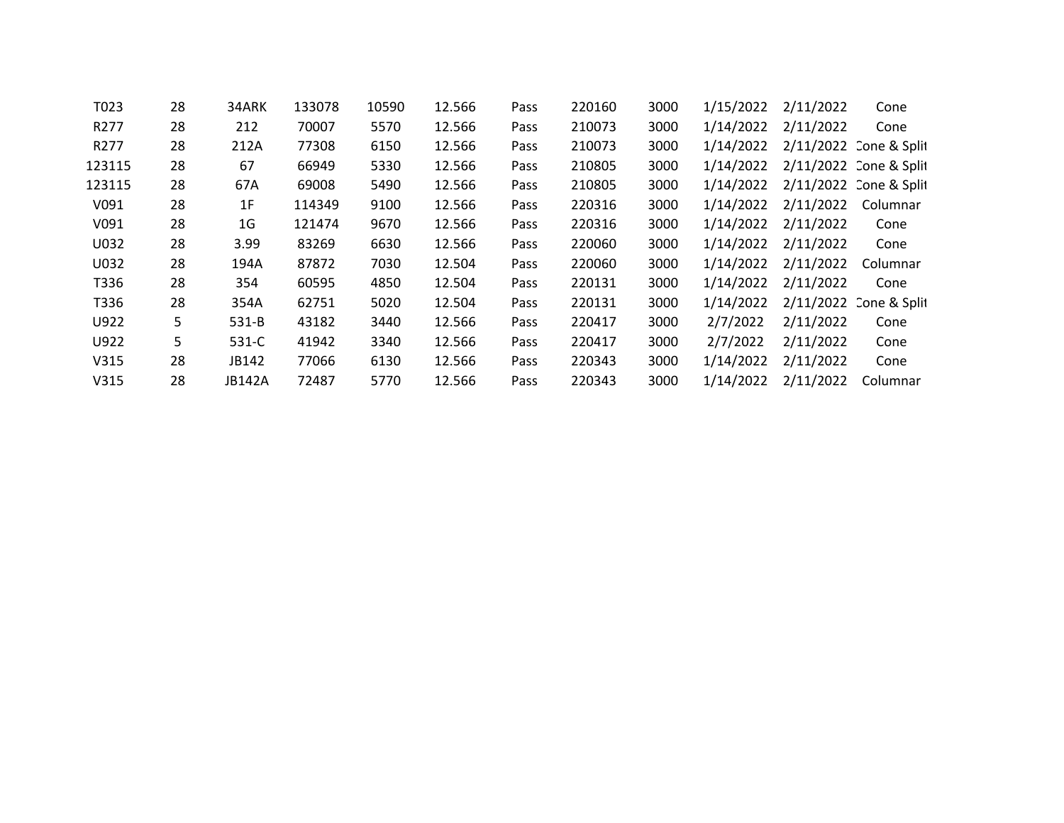| | | | | | | | | | | | |
|---|---|---|---|---|---|---|---|---|---|---|---|
| T023 | 28 | 34ARK | 133078 | 10590 | 12.566 | Pass | 220160 | 3000 | 1/15/2022 | 2/11/2022 | Cone |
| R277 | 28 | 212 | 70007 | 5570 | 12.566 | Pass | 210073 | 3000 | 1/14/2022 | 2/11/2022 | Cone |
| R277 | 28 | 212A | 77308 | 6150 | 12.566 | Pass | 210073 | 3000 | 1/14/2022 | 2/11/2022 | Cone & Split |
| 123115 | 28 | 67 | 66949 | 5330 | 12.566 | Pass | 210805 | 3000 | 1/14/2022 | 2/11/2022 | Cone & Split |
| 123115 | 28 | 67A | 69008 | 5490 | 12.566 | Pass | 210805 | 3000 | 1/14/2022 | 2/11/2022 | Cone & Split |
| V091 | 28 | 1F | 114349 | 9100 | 12.566 | Pass | 220316 | 3000 | 1/14/2022 | 2/11/2022 | Columnar |
| V091 | 28 | 1G | 121474 | 9670 | 12.566 | Pass | 220316 | 3000 | 1/14/2022 | 2/11/2022 | Cone |
| U032 | 28 | 3.99 | 83269 | 6630 | 12.566 | Pass | 220060 | 3000 | 1/14/2022 | 2/11/2022 | Cone |
| U032 | 28 | 194A | 87872 | 7030 | 12.504 | Pass | 220060 | 3000 | 1/14/2022 | 2/11/2022 | Columnar |
| T336 | 28 | 354 | 60595 | 4850 | 12.504 | Pass | 220131 | 3000 | 1/14/2022 | 2/11/2022 | Cone |
| T336 | 28 | 354A | 62751 | 5020 | 12.504 | Pass | 220131 | 3000 | 1/14/2022 | 2/11/2022 | Cone & Split |
| U922 | 5 | 531-B | 43182 | 3440 | 12.566 | Pass | 220417 | 3000 | 2/7/2022 | 2/11/2022 | Cone |
| U922 | 5 | 531-C | 41942 | 3340 | 12.566 | Pass | 220417 | 3000 | 2/7/2022 | 2/11/2022 | Cone |
| V315 | 28 | JB142 | 77066 | 6130 | 12.566 | Pass | 220343 | 3000 | 1/14/2022 | 2/11/2022 | Cone |
| V315 | 28 | JB142A | 72487 | 5770 | 12.566 | Pass | 220343 | 3000 | 1/14/2022 | 2/11/2022 | Columnar |